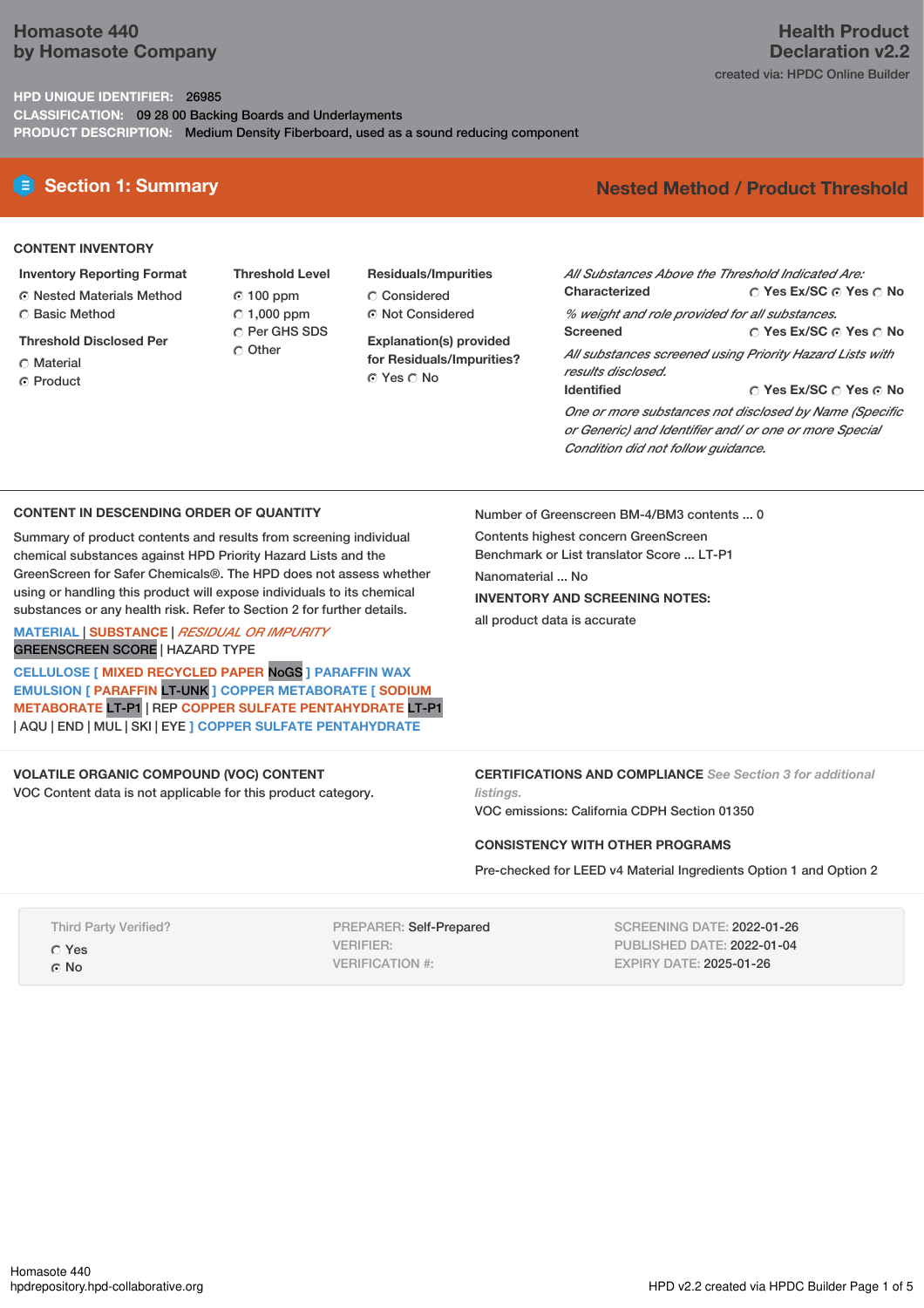# Homasote 440
## by Homasote Company

**Health Product Declaration v2.2**

created via: HPDC Online Builder

**HPD UNIQUE IDENTIFIER:** 26985

**CLASSIFICATION:** 09 28 00 Backing Boards and Underlayments

**PRODUCT DESCRIPTION:** Medium Density Fiberboard, used as a sound reducing component

## Section 1: Summary

**Nested Method / Product Threshold**

### CONTENT INVENTORY

**Inventory Reporting Format**
- ◉ Nested Materials Method
- ○ Basic Method

**Threshold Disclosed Per**
- ○ Material
- ◉ Product

**Threshold Level**
- ◉ 100 ppm
- ○ 1,000 ppm
- ○ Per GHS SDS
- ○ Other

**Residuals/Impurities**
- ○ Considered
- ◉ Not Considered

**Explanation(s) provided for Residuals/Impurities?**
◉ Yes ○ No

*All Substances Above the Threshold Indicated Are:*

**Characterized** ○ Yes Ex/SC ◉ Yes ○ No
*% weight and role provided for all substances.*

**Screened** ○ Yes Ex/SC ◉ Yes ○ No
*All substances screened using Priority Hazard Lists with results disclosed.*

**Identified** ○ Yes Ex/SC ○ Yes ◉ No
*One or more substances not disclosed by Name (Specific or Generic) and Identifier and/ or one or more Special Condition did not follow guidance.*

### CONTENT IN DESCENDING ORDER OF QUANTITY

Summary of product contents and results from screening individual chemical substances against HPD Priority Hazard Lists and the GreenScreen for Safer Chemicals®. The HPD does not assess whether using or handling this product will expose individuals to its chemical substances or any health risk. Refer to Section 2 for further details.

MATERIAL | SUBSTANCE | *RESIDUAL OR IMPURITY*
GREENSCREEN SCORE | HAZARD TYPE

CELLULOSE [ MIXED RECYCLED PAPER NoGS ] PARAFFIN WAX EMULSION [ PARAFFIN LT-UNK ] COPPER METABORATE [ SODIUM METABORATE LT-P1 | REP COPPER SULFATE PENTAHYDRATE LT-P1 | AQU | END | MUL | SKI | EYE ] COPPER SULFATE PENTAHYDRATE

Number of Greenscreen BM-4/BM3 contents ... 0

Contents highest concern GreenScreen Benchmark or List translator Score ... LT-P1

Nanomaterial ... No

**INVENTORY AND SCREENING NOTES:**

all product data is accurate

### VOLATILE ORGANIC COMPOUND (VOC) CONTENT

VOC Content data is not applicable for this product category.

### CERTIFICATIONS AND COMPLIANCE

*See Section 3 for additional listings.*

VOC emissions: California CDPH Section 01350

### CONSISTENCY WITH OTHER PROGRAMS

Pre-checked for LEED v4 Material Ingredients Option 1 and Option 2

Third Party Verified?
- ○ Yes
- ◉ No

PREPARER: Self-Prepared
VERIFIER:
VERIFICATION #:

SCREENING DATE: 2022-01-26
PUBLISHED DATE: 2022-01-04
EXPIRY DATE: 2025-01-26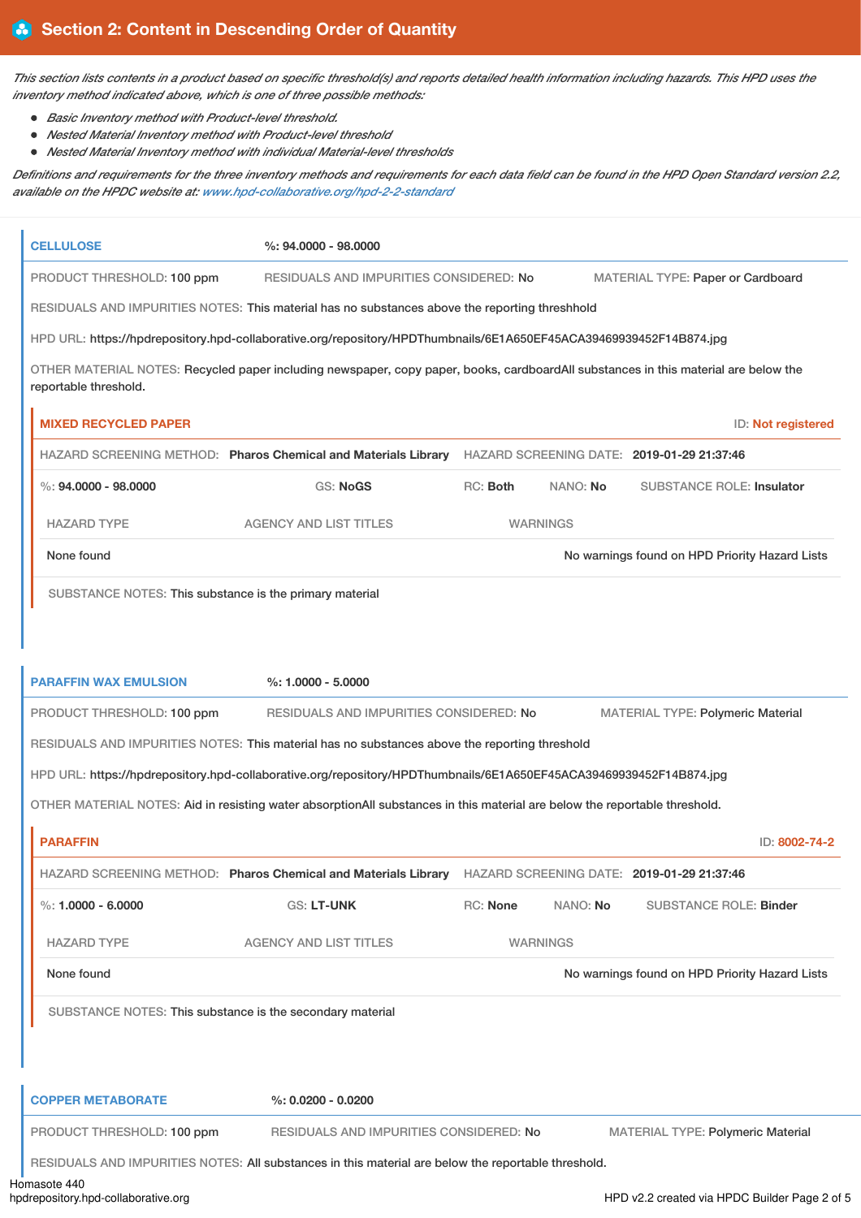## Section 2: Content in Descending Order of Quantity

*This section lists contents in a product based on specific threshold(s) and reports detailed health information including hazards. This HPD uses the inventory method indicated above, which is one of three possible methods:*

- *Basic Inventory method with Product-level threshold.*
- *Nested Material Inventory method with Product-level threshold*
- *Nested Material Inventory method with individual Material-level thresholds*

*Definitions and requirements for the three inventory methods and requirements for each data field can be found in the HPD Open Standard version 2.2, available on the HPDC website at: www.hpd-collaborative.org/hpd-2-2-standard*

### CELLULOSE

**%: 94.0000 - 98.0000**

PRODUCT THRESHOLD: 100 ppm | RESIDUALS AND IMPURITIES CONSIDERED: No | MATERIAL TYPE: Paper or Cardboard

RESIDUALS AND IMPURITIES NOTES: This material has no substances above the reporting threshhold

HPD URL: https://hpdrepository.hpd-collaborative.org/repository/HPDThumbnails/6E1A650EF45ACA39469939452F14B874.jpg

OTHER MATERIAL NOTES: Recycled paper including newspaper, copy paper, books, cardboardAll substances in this material are below the reportable threshold.

#### MIXED RECYCLED PAPER

ID: Not registered

HAZARD SCREENING METHOD: **Pharos Chemical and Materials Library** | HAZARD SCREENING DATE: **2019-01-29 21:37:46**

%: **94.0000 - 98.0000** | GS: **NoGS** | RC: **Both** | NANO: **No** | SUBSTANCE ROLE: **Insulator**

| HAZARD TYPE | AGENCY AND LIST TITLES | WARNINGS |
|---|---|---|
| None found | | No warnings found on HPD Priority Hazard Lists |

SUBSTANCE NOTES: This substance is the primary material

### PARAFFIN WAX EMULSION

**%: 1.0000 - 5.0000**

PRODUCT THRESHOLD: 100 ppm | RESIDUALS AND IMPURITIES CONSIDERED: No | MATERIAL TYPE: Polymeric Material

RESIDUALS AND IMPURITIES NOTES: This material has no substances above the reporting threshold

HPD URL: https://hpdrepository.hpd-collaborative.org/repository/HPDThumbnails/6E1A650EF45ACA39469939452F14B874.jpg

OTHER MATERIAL NOTES: Aid in resisting water absorptionAll substances in this material are below the reportable threshold.

#### PARAFFIN

ID: 8002-74-2

HAZARD SCREENING METHOD: **Pharos Chemical and Materials Library** | HAZARD SCREENING DATE: **2019-01-29 21:37:46**

%: **1.0000 - 6.0000** | GS: **LT-UNK** | RC: **None** | NANO: **No** | SUBSTANCE ROLE: **Binder**

| HAZARD TYPE | AGENCY AND LIST TITLES | WARNINGS |
|---|---|---|
| None found | | No warnings found on HPD Priority Hazard Lists |

SUBSTANCE NOTES: This substance is the secondary material

### COPPER METABORATE

**%: 0.0200 - 0.0200**

PRODUCT THRESHOLD: 100 ppm | RESIDUALS AND IMPURITIES CONSIDERED: No | MATERIAL TYPE: Polymeric Material

RESIDUALS AND IMPURITIES NOTES: All substances in this material are below the reportable threshold.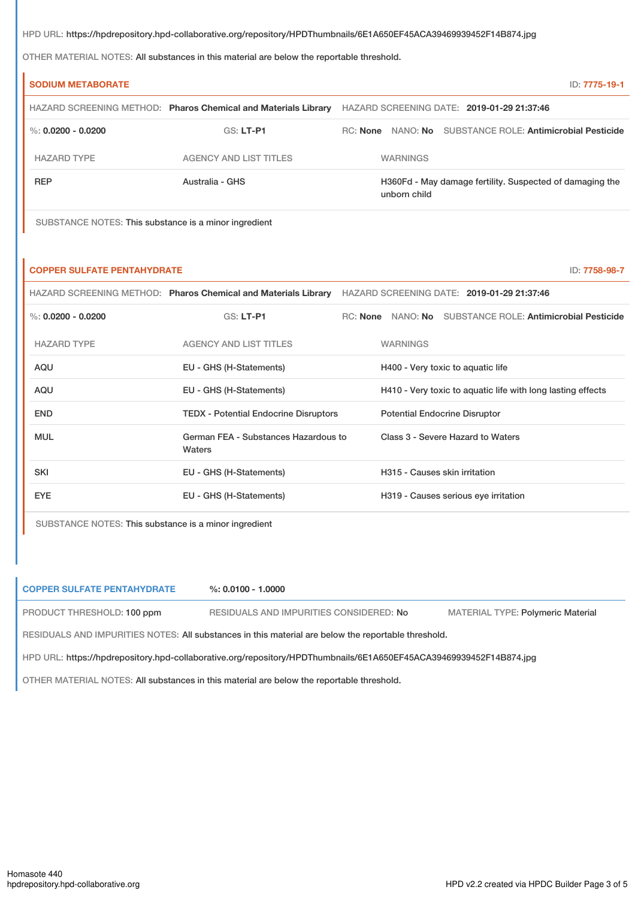HPD URL: https://hpdrepository.hpd-collaborative.org/repository/HPDThumbnails/6E1A650EF45ACA39469939452F14B874.jpg

OTHER MATERIAL NOTES: All substances in this material are below the reportable threshold.

### SODIUM METABORATE

ID: 7775-19-1

HAZARD SCREENING METHOD: **Pharos Chemical and Materials Library** HAZARD SCREENING DATE: **2019-01-29 21:37:46**

%: **0.0200 - 0.0200** GS: **LT-P1** RC: **None** NANO: **No** SUBSTANCE ROLE: **Antimicrobial Pesticide**

| HAZARD TYPE | AGENCY AND LIST TITLES | WARNINGS |
|---|---|---|
| REP | Australia - GHS | H360Fd - May damage fertility. Suspected of damaging the unborn child |

SUBSTANCE NOTES: This substance is a minor ingredient

### COPPER SULFATE PENTAHYDRATE

ID: 7758-98-7

HAZARD SCREENING METHOD: **Pharos Chemical and Materials Library** HAZARD SCREENING DATE: **2019-01-29 21:37:46**

%: **0.0200 - 0.0200** GS: **LT-P1** RC: **None** NANO: **No** SUBSTANCE ROLE: **Antimicrobial Pesticide**

| HAZARD TYPE | AGENCY AND LIST TITLES | WARNINGS |
|---|---|---|
| AQU | EU - GHS (H-Statements) | H400 - Very toxic to aquatic life |
| AQU | EU - GHS (H-Statements) | H410 - Very toxic to aquatic life with long lasting effects |
| END | TEDX - Potential Endocrine Disruptors | Potential Endocrine Disruptor |
| MUL | German FEA - Substances Hazardous to Waters | Class 3 - Severe Hazard to Waters |
| SKI | EU - GHS (H-Statements) | H315 - Causes skin irritation |
| EYE | EU - GHS (H-Statements) | H319 - Causes serious eye irritation |

SUBSTANCE NOTES: This substance is a minor ingredient

## COPPER SULFATE PENTAHYDRATE

%: **0.0100 - 1.0000**

PRODUCT THRESHOLD: 100 ppm RESIDUALS AND IMPURITIES CONSIDERED: No MATERIAL TYPE: Polymeric Material

RESIDUALS AND IMPURITIES NOTES: All substances in this material are below the reportable threshold.

HPD URL: https://hpdrepository.hpd-collaborative.org/repository/HPDThumbnails/6E1A650EF45ACA39469939452F14B874.jpg

OTHER MATERIAL NOTES: All substances in this material are below the reportable threshold.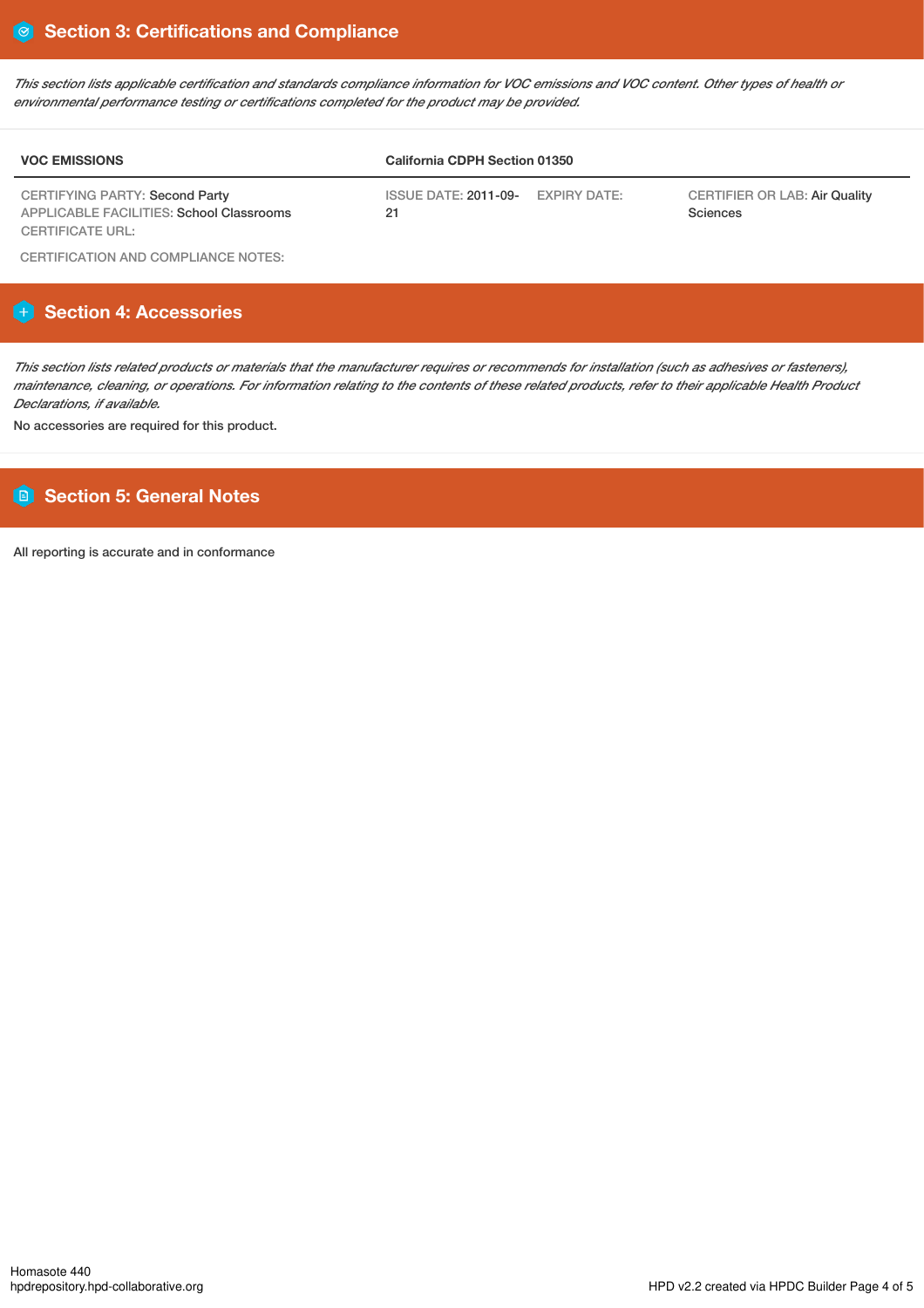## Section 3: Certifications and Compliance

*This section lists applicable certification and standards compliance information for VOC emissions and VOC content. Other types of health or environmental performance testing or certifications completed for the product may be provided.*

| VOC EMISSIONS | California CDPH Section 01350 | | |
|---|---|---|---|
| CERTIFYING PARTY: Second Party<br>APPLICABLE FACILITIES: School Classrooms<br>CERTIFICATE URL: | ISSUE DATE: 2011-09-21 | EXPIRY DATE: | CERTIFIER OR LAB: Air Quality Sciences |

CERTIFICATION AND COMPLIANCE NOTES:

## Section 4: Accessories

*This section lists related products or materials that the manufacturer requires or recommends for installation (such as adhesives or fasteners), maintenance, cleaning, or operations. For information relating to the contents of these related products, refer to their applicable Health Product Declarations, if available.*

No accessories are required for this product.

## Section 5: General Notes

All reporting is accurate and in conformance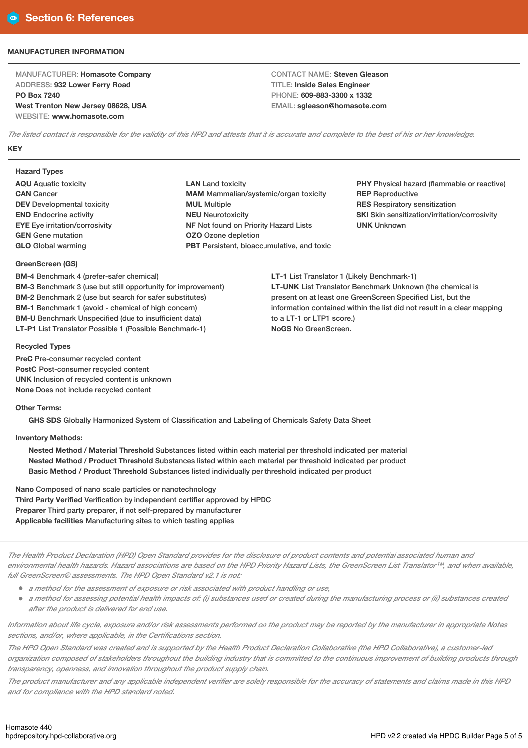## Section 6: References

### MANUFACTURER INFORMATION

MANUFACTURER: **Homasote Company**
ADDRESS: **932 Lower Ferry Road**
**PO Box 7240**
**West Trenton New Jersey 08628, USA**
WEBSITE: **www.homasote.com**

CONTACT NAME: **Steven Gleason**
TITLE: **Inside Sales Engineer**
PHONE: **609-883-3300 x 1332**
EMAIL: **sgleason@homasote.com**

*The listed contact is responsible for the validity of this HPD and attests that it is accurate and complete to the best of his or her knowledge.*

### KEY

**Hazard Types**

**AQU** Aquatic toxicity
**CAN** Cancer
**DEV** Developmental toxicity
**END** Endocrine activity
**EYE** Eye irritation/corrosivity
**GEN** Gene mutation
**GLO** Global warming
**LAN** Land toxicity
**MAM** Mammalian/systemic/organ toxicity
**MUL** Multiple
**NEU** Neurotoxicity
**NF** Not found on Priority Hazard Lists
**OZO** Ozone depletion
**PBT** Persistent, bioaccumulative, and toxic
**PHY** Physical hazard (flammable or reactive)
**REP** Reproductive
**RES** Respiratory sensitization
**SKI** Skin sensitization/irritation/corrosivity
**UNK** Unknown

**GreenScreen (GS)**

**BM-4** Benchmark 4 (prefer-safer chemical)
**BM-3** Benchmark 3 (use but still opportunity for improvement)
**BM-2** Benchmark 2 (use but search for safer substitutes)
**BM-1** Benchmark 1 (avoid - chemical of high concern)
**BM-U** Benchmark Unspecified (due to insufficient data)
**LT-P1** List Translator Possible 1 (Possible Benchmark-1)
**LT-1** List Translator 1 (Likely Benchmark-1)
**LT-UNK** List Translator Benchmark Unknown (the chemical is present on at least one GreenScreen Specified List, but the information contained within the list did not result in a clear mapping to a LT-1 or LTP1 score.)
**NoGS** No GreenScreen.

**Recycled Types**

**PreC** Pre-consumer recycled content
**PostC** Post-consumer recycled content
**UNK** Inclusion of recycled content is unknown
**None** Does not include recycled content

**Other Terms:**

**GHS SDS** Globally Harmonized System of Classification and Labeling of Chemicals Safety Data Sheet

**Inventory Methods:**

**Nested Method / Material Threshold** Substances listed within each material per threshold indicated per material
**Nested Method / Product Threshold** Substances listed within each material per threshold indicated per product
**Basic Method / Product Threshold** Substances listed individually per threshold indicated per product

**Nano** Composed of nano scale particles or nanotechnology
**Third Party Verified** Verification by independent certifier approved by HPDC
**Preparer** Third party preparer, if not self-prepared by manufacturer
**Applicable facilities** Manufacturing sites to which testing applies

*The Health Product Declaration (HPD) Open Standard provides for the disclosure of product contents and potential associated human and environmental health hazards. Hazard associations are based on the HPD Priority Hazard Lists, the GreenScreen List Translator™, and when available, full GreenScreen® assessments. The HPD Open Standard v2.1 is not:*

- *a method for the assessment of exposure or risk associated with product handling or use,*
- *a method for assessing potential health impacts of: (i) substances used or created during the manufacturing process or (ii) substances created after the product is delivered for end use.*

*Information about life cycle, exposure and/or risk assessments performed on the product may be reported by the manufacturer in appropriate Notes sections, and/or, where applicable, in the Certifications section.*

*The HPD Open Standard was created and is supported by the Health Product Declaration Collaborative (the HPD Collaborative), a customer-led organization composed of stakeholders throughout the building industry that is committed to the continuous improvement of building products through transparency, openness, and innovation throughout the product supply chain.*

*The product manufacturer and any applicable independent verifier are solely responsible for the accuracy of statements and claims made in this HPD and for compliance with the HPD standard noted.*